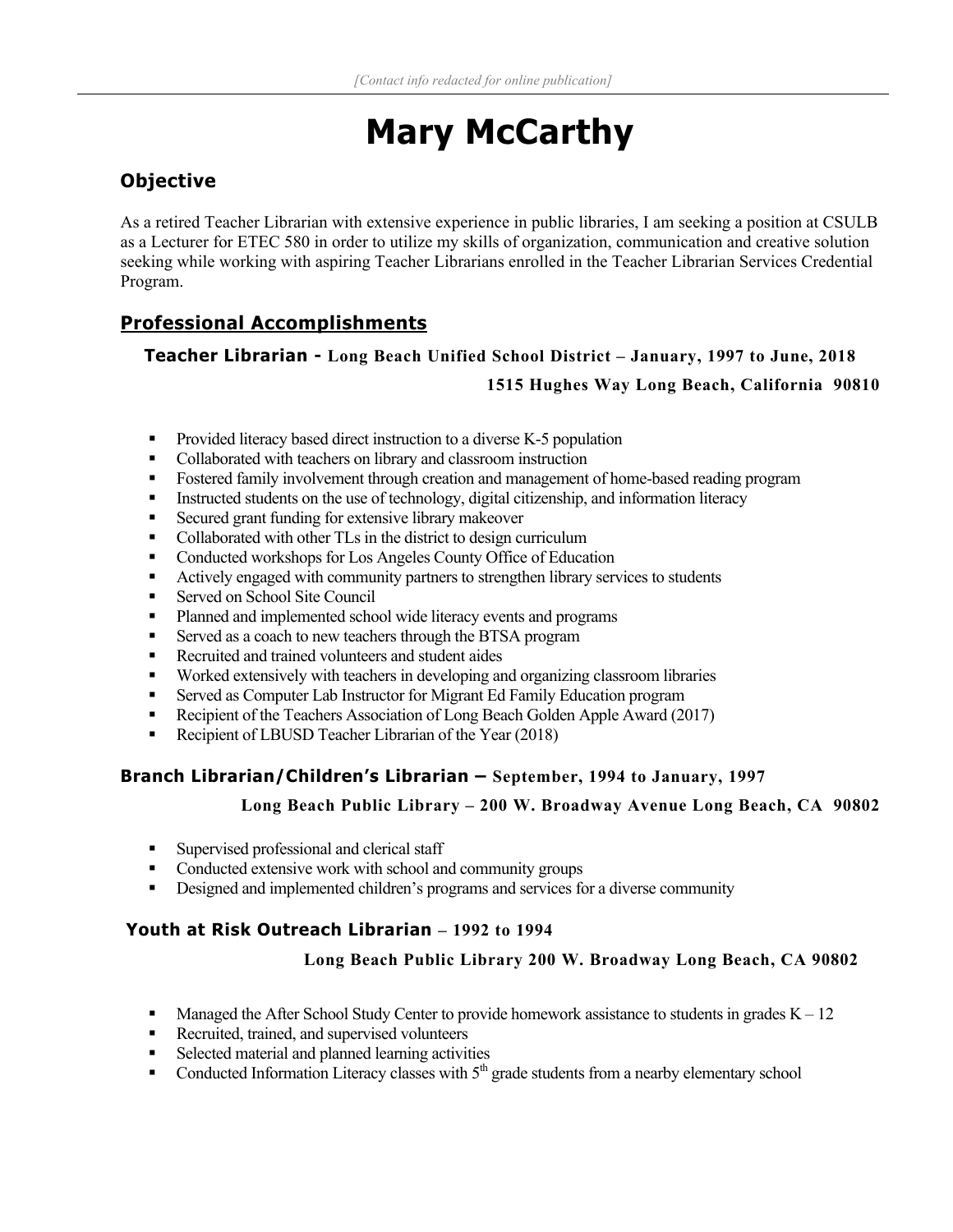*[Contact info redacted for online publication]*

# Mary McCarthy

## Objective

As a retired Teacher Librarian with extensive experience in public libraries, I am seeking a position at CSULB as a Lecturer for ETEC 580 in order to utilize my skills of organization, communication and creative solution seeking while working with aspiring Teacher Librarians enrolled in the Teacher Librarian Services Credential Program.

## Professional Accomplishments

### Teacher Librarian - Long Beach Unified School District – January, 1997 to June, 2018

**1515 Hughes Way Long Beach, California 90810**

- Provided literacy based direct instruction to a diverse K-5 population
- Collaborated with teachers on library and classroom instruction
- Fostered family involvement through creation and management of home-based reading program
- Instructed students on the use of technology, digital citizenship, and information literacy
- Secured grant funding for extensive library makeover
- Collaborated with other TLs in the district to design curriculum
- Conducted workshops for Los Angeles County Office of Education
- Actively engaged with community partners to strengthen library services to students
- Served on School Site Council
- Planned and implemented school wide literacy events and programs
- Served as a coach to new teachers through the BTSA program
- Recruited and trained volunteers and student aides
- Worked extensively with teachers in developing and organizing classroom libraries
- Served as Computer Lab Instructor for Migrant Ed Family Education program
- Recipient of the Teachers Association of Long Beach Golden Apple Award (2017)
- Recipient of LBUSD Teacher Librarian of the Year (2018)

### Branch Librarian/Children's Librarian – September, 1994 to January, 1997

**Long Beach Public Library – 200 W. Broadway Avenue Long Beach, CA 90802**

- Supervised professional and clerical staff
- Conducted extensive work with school and community groups
- Designed and implemented children's programs and services for a diverse community

### Youth at Risk Outreach Librarian – 1992 to 1994

**Long Beach Public Library 200 W. Broadway Long Beach, CA 90802**

- Managed the After School Study Center to provide homework assistance to students in grades K – 12
- Recruited, trained, and supervised volunteers
- Selected material and planned learning activities
- Conducted Information Literacy classes with 5th grade students from a nearby elementary school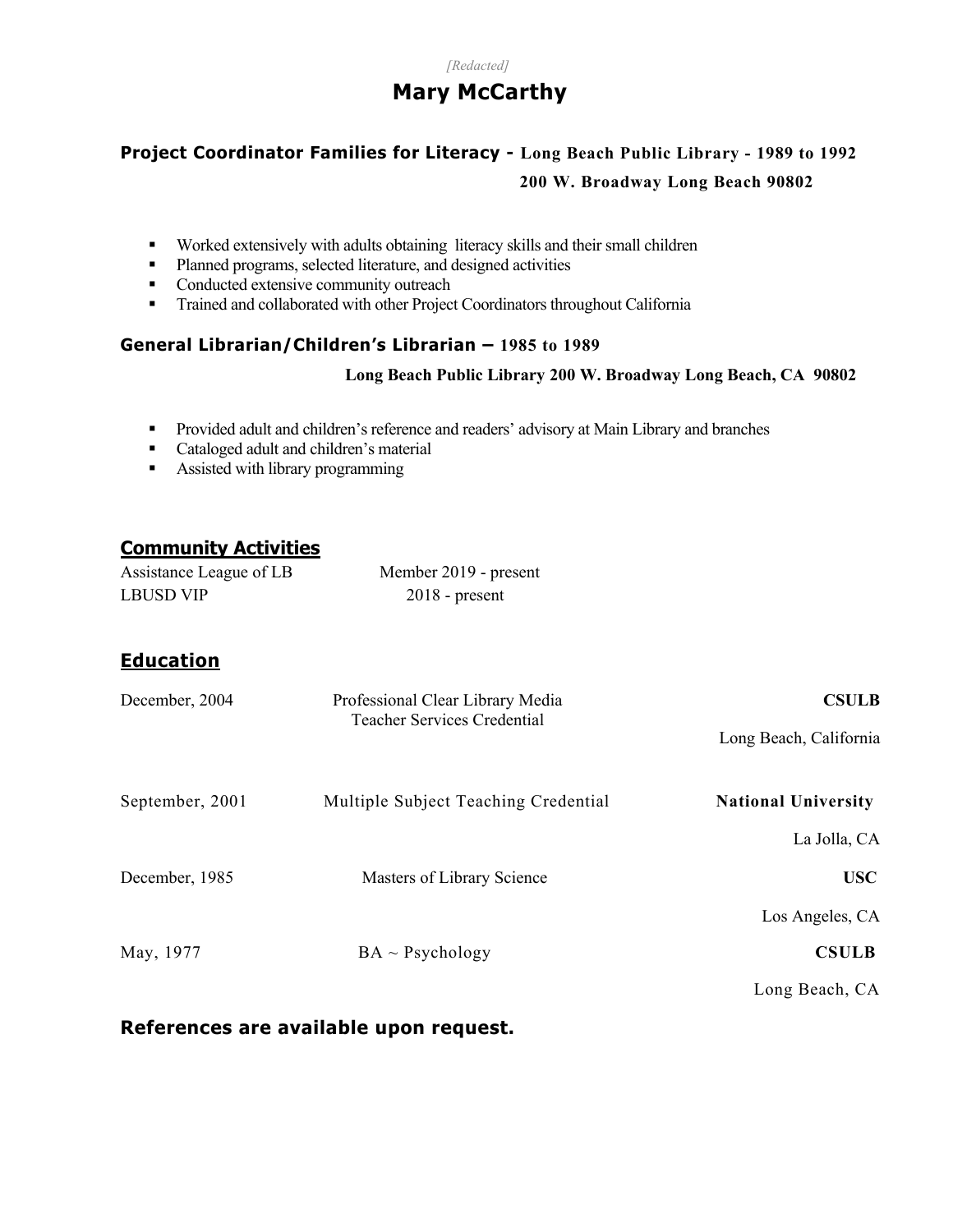[Redacted]

# Mary McCarthy

### Project Coordinator Families for Literacy - Long Beach Public Library - 1989 to 1992

**200 W. Broadway Long Beach 90802**

- Worked extensively with adults obtaining literacy skills and their small children
- Planned programs, selected literature, and designed activities
- Conducted extensive community outreach
- Trained and collaborated with other Project Coordinators throughout California

### General Librarian/Children's Librarian – 1985 to 1989

**Long Beach Public Library 200 W. Broadway Long Beach, CA 90802**

- Provided adult and children's reference and readers' advisory at Main Library and branches
- Cataloged adult and children's material
- Assisted with library programming

## Community Activities

| | |
|---|---|
| Assistance League of LB | Member 2019 - present |
| LBUSD VIP | 2018 - present |

## Education

| | | |
|---|---|---|
| December, 2004 | Professional Clear Library Media Teacher Services Credential | **CSULB** Long Beach, California |
| September, 2001 | Multiple Subject Teaching Credential | **National University** La Jolla, CA |
| December, 1985 | Masters of Library Science | **USC** Los Angeles, CA |
| May, 1977 | BA ~ Psychology | **CSULB** Long Beach, CA |

**References are available upon request.**